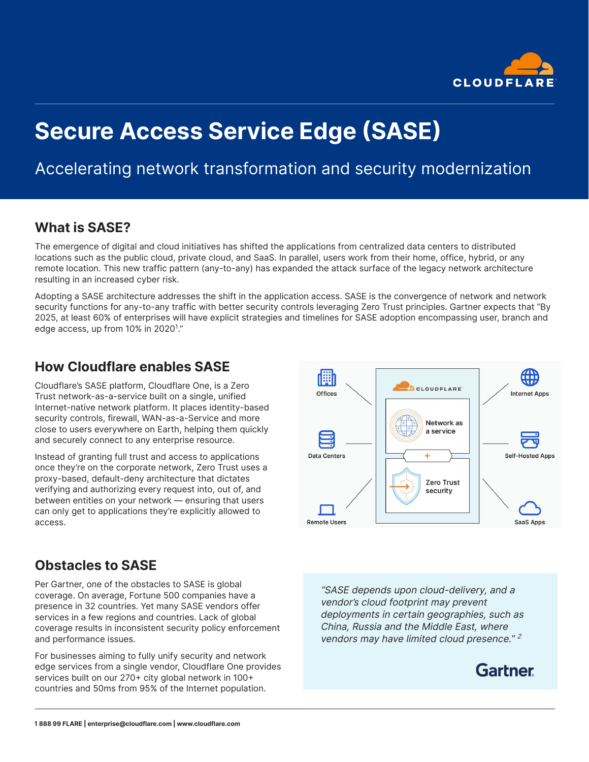# Secure Access Service Edge (SASE)

Accelerating network transformation and security modernization

## What is SASE?

The emergence of digital and cloud initiatives has shifted the applications from centralized data centers to distributed locations such as the public cloud, private cloud, and SaaS. In parallel, users work from their home, office, hybrid, or any remote location. This new traffic pattern (any-to-any) has expanded the attack surface of the legacy network architecture resulting in an increased cyber risk.

Adopting a SASE architecture addresses the shift in the application access. SASE is the convergence of network and network security functions for any-to-any traffic with better security controls leveraging Zero Trust principles. Gartner expects that "By 2025, at least 60% of enterprises will have explicit strategies and timelines for SASE adoption encompassing user, branch and edge access, up from 10% in 2020[1]."

## How Cloudflare enables SASE

Cloudflare's SASE platform, Cloudflare One, is a Zero Trust network-as-a-service built on a single, unified Internet-native network platform. It places identity-based security controls, firewall, WAN-as-a-Service and more close to users everywhere on Earth, helping them quickly and securely connect to any enterprise resource.

Instead of granting full trust and access to applications once they're on the corporate network, Zero Trust uses a proxy-based, default-deny architecture that dictates verifying and authorizing every request into, out of, and between entities on your network — ensuring that users can only get to applications they're explicitly allowed to access.

Offices | Data Centers | Remote Users — CLOUDFLARE: Network as a service + Zero Trust security — Internet Apps | Self-Hosted Apps | SaaS Apps

## Obstacles to SASE

Per Gartner, one of the obstacles to SASE is global coverage. On average, Fortune 500 companies have a presence in 32 countries. Yet many SASE vendors offer services in a few regions and countries. Lack of global coverage results in inconsistent security policy enforcement and performance issues.

For businesses aiming to fully unify security and network edge services from a single vendor, Cloudflare One provides services built on our 270+ city global network in 100+ countries and 50ms from 95% of the Internet population.

> *"SASE depends upon cloud-delivery, and a vendor's cloud footprint may prevent deployments in certain geographies, such as China, Russia and the Middle East, where vendors may have limited cloud presence."* [2]
>
> Gartner

**1 888 99 FLARE | enterprise@cloudflare.com | www.cloudflare.com**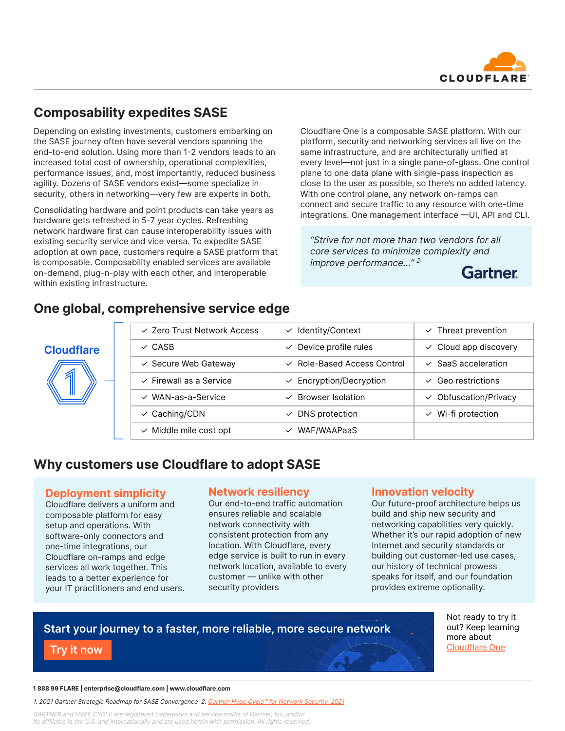## Composability expedites SASE

Depending on existing investments, customers embarking on the SASE journey often have several vendors spanning the end-to-end solution. Using more than 1-2 vendors leads to an increased total cost of ownership, operational complexities, performance issues, and, most importantly, reduced business agility. Dozens of SASE vendors exist—some specialize in security, others in networking—very few are experts in both.

Consolidating hardware and point products can take years as hardware gets refreshed in 5-7 year cycles. Refreshing network hardware first can cause interoperability issues with existing security service and vice versa. To expedite SASE adoption at own pace, customers require a SASE platform that is composable. Composability enabled services are available on-demand, plug-n-play with each other, and interoperable within existing infrastructure.

Cloudflare One is a composable SASE platform. With our platform, security and networking services all live on the same infrastructure, and are architecturally unified at every level—not just in a single pane-of-glass. One control plane to one data plane with single-pass inspection as close to the user as possible, so there's no added latency. With one control plane, any network on-ramps can connect and secure traffic to any resource with one-time integrations. One management interface —UI, API and CLI.

> *"Strive for not more than two vendors for all core services to minimize complexity and improve performance..."* [2]
>
> Gartner

## One global, comprehensive service edge

Cloudflare 1

| | | |
|---|---|---|
| ✓ Zero Trust Network Access | ✓ Identity/Context | ✓ Threat prevention |
| ✓ CASB | ✓ Device profile rules | ✓ Cloud app discovery |
| ✓ Secure Web Gateway | ✓ Role-Based Access Control | ✓ SaaS acceleration |
| ✓ Firewall as a Service | ✓ Encryption/Decryption | ✓ Geo restrictions |
| ✓ WAN-as-a-Service | ✓ Browser Isolation | ✓ Obfuscation/Privacy |
| ✓ Caching/CDN | ✓ DNS protection | ✓ Wi-fi protection |
| ✓ Middle mile cost opt | ✓ WAF/WAAPaaS | |

## Why customers use Cloudflare to adopt SASE

### Deployment simplicity

Cloudflare delivers a uniform and composable platform for easy setup and operations. With software-only connectors and one-time integrations, our Cloudflare on-ramps and edge services all work together. This leads to a better experience for your IT practitioners and end users.

### Network resiliency

Our end-to-end traffic automation ensures reliable and scalable network connectivity with consistent protection from any location. With Cloudflare, every edge service is built to run in every network location, available to every customer — unlike with other security providers

### Innovation velocity

Our future-proof architecture helps us build and ship new security and networking capabilities very quickly. Whether it's our rapid adoption of new Internet and security standards or building out customer-led use cases, our history of technical prowess speaks for itself, and our foundation provides extreme optionality.

**Start your journey to a faster, more reliable, more secure network**

Try it now

Not ready to try it out? Keep learning more about [Cloudflare One]

**1 888 99 FLARE | enterprise@cloudflare.com | www.cloudflare.com**

*1. 2021 Gartner Strategic Roadmap for SASE Convergence 2. Gartner Hype Cycle™ for Network Security, 2021*

*GARTNER and HYPE CYCLE are registered trademarks and service marks of Gartner, Inc. and/or its affiliates in the U.S. and internationally and are used herein with permission. All rights reserved.*